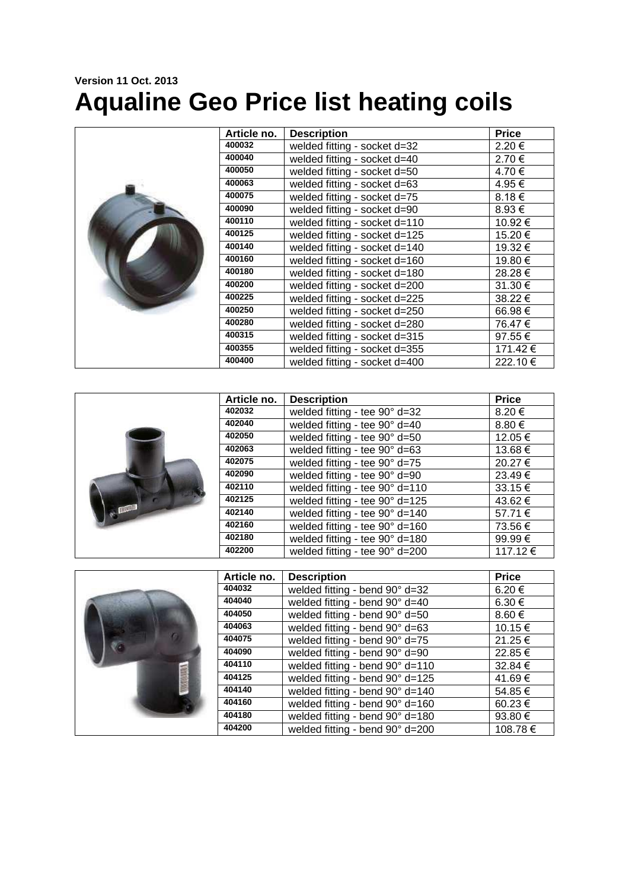Version 11 Oct. 2013

# Aqualine Geo Price list heating coils

| Article no. | Description | Price |
| --- | --- | --- |
| 400032 | welded fitting - socket d=32 | 2.20 € |
| 400040 | welded fitting - socket d=40 | 2.70 € |
| 400050 | welded fitting - socket d=50 | 4.70 € |
| 400063 | welded fitting - socket d=63 | 4.95 € |
| 400075 | welded fitting - socket d=75 | 8.18 € |
| 400090 | welded fitting - socket d=90 | 8.93 € |
| 400110 | welded fitting - socket d=110 | 10.92 € |
| 400125 | welded fitting - socket d=125 | 15.20 € |
| 400140 | welded fitting - socket d=140 | 19.32 € |
| 400160 | welded fitting - socket d=160 | 19.80 € |
| 400180 | welded fitting - socket d=180 | 28.28 € |
| 400200 | welded fitting - socket d=200 | 31.30 € |
| 400225 | welded fitting - socket d=225 | 38.22 € |
| 400250 | welded fitting - socket d=250 | 66.98 € |
| 400280 | welded fitting - socket d=280 | 76.47 € |
| 400315 | welded fitting - socket d=315 | 97.55 € |
| 400355 | welded fitting - socket d=355 | 171.42 € |
| 400400 | welded fitting - socket d=400 | 222.10 € |

| Article no. | Description | Price |
| --- | --- | --- |
| 402032 | welded fitting - tee 90° d=32 | 8.20 € |
| 402040 | welded fitting - tee 90° d=40 | 8.80 € |
| 402050 | welded fitting - tee 90° d=50 | 12.05 € |
| 402063 | welded fitting - tee 90° d=63 | 13.68 € |
| 402075 | welded fitting - tee 90° d=75 | 20.27 € |
| 402090 | welded fitting - tee 90° d=90 | 23.49 € |
| 402110 | welded fitting - tee 90° d=110 | 33.15 € |
| 402125 | welded fitting - tee 90° d=125 | 43.62 € |
| 402140 | welded fitting - tee 90° d=140 | 57.71 € |
| 402160 | welded fitting - tee 90° d=160 | 73.56 € |
| 402180 | welded fitting - tee 90° d=180 | 99.99 € |
| 402200 | welded fitting - tee 90° d=200 | 117.12 € |

| Article no. | Description | Price |
| --- | --- | --- |
| 404032 | welded fitting - bend 90° d=32 | 6.20 € |
| 404040 | welded fitting - bend 90° d=40 | 6.30 € |
| 404050 | welded fitting - bend 90° d=50 | 8.60 € |
| 404063 | welded fitting - bend 90° d=63 | 10.15 € |
| 404075 | welded fitting - bend 90° d=75 | 21.25 € |
| 404090 | welded fitting - bend 90° d=90 | 22.85 € |
| 404110 | welded fitting - bend 90° d=110 | 32.84 € |
| 404125 | welded fitting - bend 90° d=125 | 41.69 € |
| 404140 | welded fitting - bend 90° d=140 | 54.85 € |
| 404160 | welded fitting - bend 90° d=160 | 60.23 € |
| 404180 | welded fitting - bend 90° d=180 | 93.80 € |
| 404200 | welded fitting - bend 90° d=200 | 108.78 € |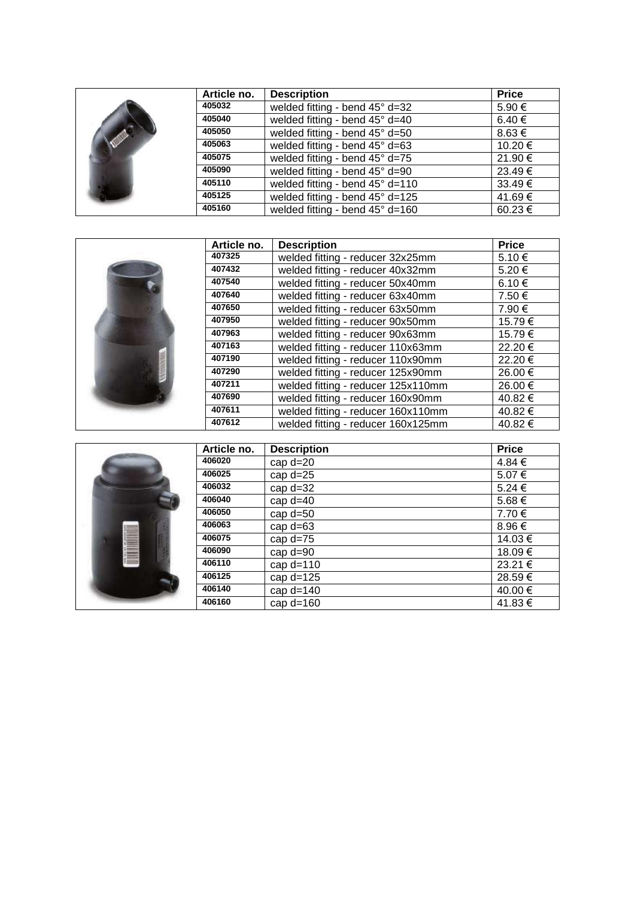| Article no. | Description | Price |
| --- | --- | --- |
| 405032 | welded fitting - bend 45° d=32 | 5.90 € |
| 405040 | welded fitting - bend 45° d=40 | 6.40 € |
| 405050 | welded fitting - bend 45° d=50 | 8.63 € |
| 405063 | welded fitting - bend 45° d=63 | 10.20 € |
| 405075 | welded fitting - bend 45° d=75 | 21.90 € |
| 405090 | welded fitting - bend 45° d=90 | 23.49 € |
| 405110 | welded fitting - bend 45° d=110 | 33.49 € |
| 405125 | welded fitting - bend 45° d=125 | 41.69 € |
| 405160 | welded fitting - bend 45° d=160 | 60.23 € |

| Article no. | Description | Price |
| --- | --- | --- |
| 407325 | welded fitting - reducer 32x25mm | 5.10 € |
| 407432 | welded fitting - reducer 40x32mm | 5.20 € |
| 407540 | welded fitting - reducer 50x40mm | 6.10 € |
| 407640 | welded fitting - reducer 63x40mm | 7.50 € |
| 407650 | welded fitting - reducer 63x50mm | 7.90 € |
| 407950 | welded fitting - reducer 90x50mm | 15.79 € |
| 407963 | welded fitting - reducer 90x63mm | 15.79 € |
| 407163 | welded fitting - reducer 110x63mm | 22.20 € |
| 407190 | welded fitting - reducer 110x90mm | 22.20 € |
| 407290 | welded fitting - reducer 125x90mm | 26.00 € |
| 407211 | welded fitting - reducer 125x110mm | 26.00 € |
| 407690 | welded fitting - reducer 160x90mm | 40.82 € |
| 407611 | welded fitting - reducer 160x110mm | 40.82 € |
| 407612 | welded fitting - reducer 160x125mm | 40.82 € |

| Article no. | Description | Price |
| --- | --- | --- |
| 406020 | cap d=20 | 4.84 € |
| 406025 | cap d=25 | 5.07 € |
| 406032 | cap d=32 | 5.24 € |
| 406040 | cap d=40 | 5.68 € |
| 406050 | cap d=50 | 7.70 € |
| 406063 | cap d=63 | 8.96 € |
| 406075 | cap d=75 | 14.03 € |
| 406090 | cap d=90 | 18.09 € |
| 406110 | cap d=110 | 23.21 € |
| 406125 | cap d=125 | 28.59 € |
| 406140 | cap d=140 | 40.00 € |
| 406160 | cap d=160 | 41.83 € |